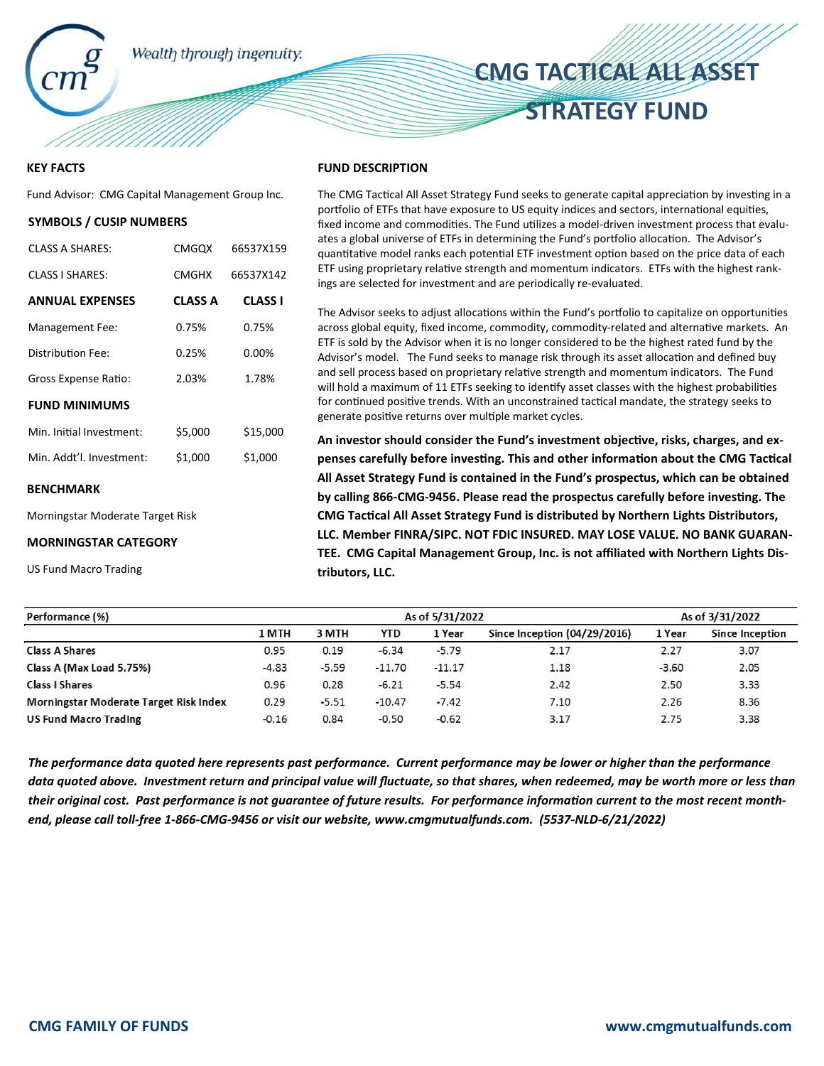Wealth through ingenuity.

# CMG TACTICAL ALL ASSET STRATEGY FUND

## KEY FACTS

Fund Advisor: CMG Capital Management Group Inc.

### SYMBOLS / CUSIP NUMBERS

| | | |
|---|---|---|
| CLASS A SHARES: | CMGQX | 66537X159 |
| CLASS I SHARES: | CMGHX | 66537X142 |

| ANNUAL EXPENSES | CLASS A | CLASS I |
|---|---|---|
| Management Fee: | 0.75% | 0.75% |
| Distribution Fee: | 0.25% | 0.00% |
| Gross Expense Ratio: | 2.03% | 1.78% |
| **FUND MINIMUMS** | | |
| Min. Initial Investment: | $5,000 | $15,000 |
| Min. Addt'l. Investment: | $1,000 | $1,000 |

### BENCHMARK

Morningstar Moderate Target Risk

### MORNINGSTAR CATEGORY

US Fund Macro Trading

## FUND DESCRIPTION

The CMG Tactical All Asset Strategy Fund seeks to generate capital appreciation by investing in a portfolio of ETFs that have exposure to US equity indices and sectors, international equities, fixed income and commodities. The Fund utilizes a model-driven investment process that evaluates a global universe of ETFs in determining the Fund's portfolio allocation. The Advisor's quantitative model ranks each potential ETF investment option based on the price data of each ETF using proprietary relative strength and momentum indicators. ETFs with the highest rankings are selected for investment and are periodically re-evaluated.

The Advisor seeks to adjust allocations within the Fund's portfolio to capitalize on opportunities across global equity, fixed income, commodity, commodity-related and alternative markets. An ETF is sold by the Advisor when it is no longer considered to be the highest rated fund by the Advisor's model. The Fund seeks to manage risk through its asset allocation and defined buy and sell process based on proprietary relative strength and momentum indicators. The Fund will hold a maximum of 11 ETFs seeking to identify asset classes with the highest probabilities for continued positive trends. With an unconstrained tactical mandate, the strategy seeks to generate positive returns over multiple market cycles.

**An investor should consider the Fund's investment objective, risks, charges, and expenses carefully before investing. This and other information about the CMG Tactical All Asset Strategy Fund is contained in the Fund's prospectus, which can be obtained by calling 866-CMG-9456. Please read the prospectus carefully before investing. The CMG Tactical All Asset Strategy Fund is distributed by Northern Lights Distributors, LLC. Member FINRA/SIPC. NOT FDIC INSURED. MAY LOSE VALUE. NO BANK GUARANTEE. CMG Capital Management Group, Inc. is not affiliated with Northern Lights Distributors, LLC.**

| Performance (%) | As of 5/31/2022 | | | | | As of 3/31/2022 | |
|---|---|---|---|---|---|---|---|
| | 1 MTH | 3 MTH | YTD | 1 Year | Since Inception (04/29/2016) | 1 Year | Since Inception |
| **Class A Shares** | 0.95 | 0.19 | -6.34 | -5.79 | 2.17 | 2.27 | 3.07 |
| **Class A (Max Load 5.75%)** | -4.83 | -5.59 | -11.70 | -11.17 | 1.18 | -3.60 | 2.05 |
| **Class I Shares** | 0.96 | 0.28 | -6.21 | -5.54 | 2.42 | 2.50 | 3.33 |
| **Morningstar Moderate Target Risk Index** | 0.29 | -5.51 | -10.47 | -7.42 | 7.10 | 2.26 | 8.36 |
| **US Fund Macro Trading** | -0.16 | 0.84 | -0.50 | -0.62 | 3.17 | 2.75 | 3.38 |

***The performance data quoted here represents past performance. Current performance may be lower or higher than the performance data quoted above. Investment return and principal value will fluctuate, so that shares, when redeemed, may be worth more or less than their original cost. Past performance is not guarantee of future results. For performance information current to the most recent month-end, please call toll-free 1-866-CMG-9456 or visit our website, www.cmgmutualfunds.com. (5537-NLD-6/21/2022)***

CMG FAMILY OF FUNDS www.cmgmutualfunds.com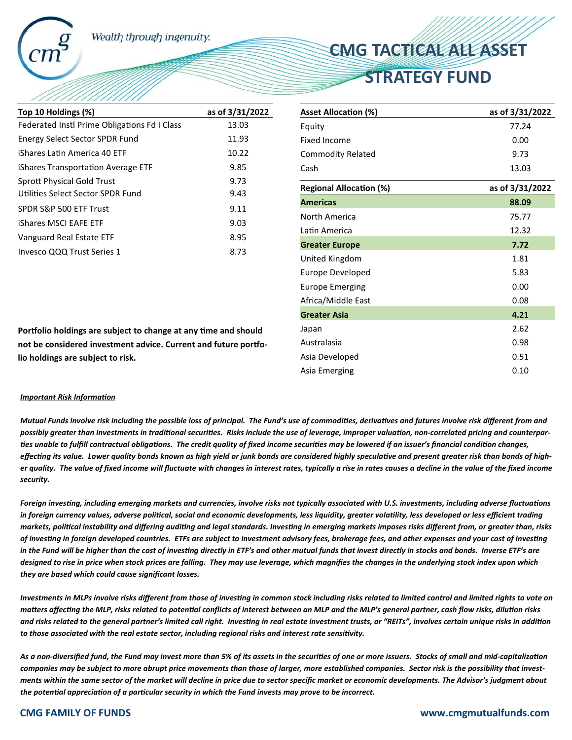# CMG TACTICAL ALL ASSET STRATEGY FUND

*Wealth through ingenuity.*

| Top 10 Holdings (%) | as of 3/31/2022 |
|---|---|
| Federated Instl Prime Obligations Fd I Class | 13.03 |
| Energy Select Sector SPDR Fund | 11.93 |
| iShares Latin America 40 ETF | 10.22 |
| iShares Transportation Average ETF | 9.85 |
| Sprott Physical Gold Trust | 9.73 |
| Utilities Select Sector SPDR Fund | 9.43 |
| SPDR S&P 500 ETF Trust | 9.11 |
| iShares MSCI EAFE ETF | 9.03 |
| Vanguard Real Estate ETF | 8.95 |
| Invesco QQQ Trust Series 1 | 8.73 |

| Asset Allocation (%) | as of 3/31/2022 |
|---|---|
| Equity | 77.24 |
| Fixed Income | 0.00 |
| Commodity Related | 9.73 |
| Cash | 13.03 |

| Regional Allocation (%) | as of 3/31/2022 |
|---|---|
| **Americas** | **88.09** |
| North America | 75.77 |
| Latin America | 12.32 |
| **Greater Europe** | **7.72** |
| United Kingdom | 1.81 |
| Europe Developed | 5.83 |
| Europe Emerging | 0.00 |
| Africa/Middle East | 0.08 |
| **Greater Asia** | **4.21** |
| Japan | 2.62 |
| Australasia | 0.98 |
| Asia Developed | 0.51 |
| Asia Emerging | 0.10 |

**Portfolio holdings are subject to change at any time and should not be considered investment advice. Current and future portfolio holdings are subject to risk.**

***Important Risk Information***

***Mutual Funds involve risk including the possible loss of principal. The Fund's use of commodities, derivatives and futures involve risk different from and possibly greater than investments in traditional securities. Risks include the use of leverage, improper valuation, non-correlated pricing and counterparties unable to fulfill contractual obligations. The credit quality of fixed income securities may be lowered if an issuer's financial condition changes, effecting its value. Lower quality bonds known as high yield or junk bonds are considered highly speculative and present greater risk than bonds of higher quality. The value of fixed income will fluctuate with changes in interest rates, typically a rise in rates causes a decline in the value of the fixed income security.***

***Foreign investing, including emerging markets and currencies, involve risks not typically associated with U.S. investments, including adverse fluctuations in foreign currency values, adverse political, social and economic developments, less liquidity, greater volatility, less developed or less efficient trading markets, political instability and differing auditing and legal standards. Investing in emerging markets imposes risks different from, or greater than, risks of investing in foreign developed countries. ETFs are subject to investment advisory fees, brokerage fees, and other expenses and your cost of investing in the Fund will be higher than the cost of investing directly in ETF's and other mutual funds that invest directly in stocks and bonds. Inverse ETF's are designed to rise in price when stock prices are falling. They may use leverage, which magnifies the changes in the underlying stock index upon which they are based which could cause significant losses.***

***Investments in MLPs involve risks different from those of investing in common stock including risks related to limited control and limited rights to vote on matters affecting the MLP, risks related to potential conflicts of interest between an MLP and the MLP's general partner, cash flow risks, dilution risks and risks related to the general partner's limited call right. Investing in real estate investment trusts, or "REITs", involves certain unique risks in addition to those associated with the real estate sector, including regional risks and interest rate sensitivity.***

***As a non-diversified fund, the Fund may invest more than 5% of its assets in the securities of one or more issuers. Stocks of small and mid-capitalization companies may be subject to more abrupt price movements than those of larger, more established companies. Sector risk is the possibility that investments within the same sector of the market will decline in price due to sector specific market or economic developments. The Advisor's judgment about the potential appreciation of a particular security in which the Fund invests may prove to be incorrect.***

**CMG FAMILY OF FUNDS** **www.cmgmutualfunds.com**